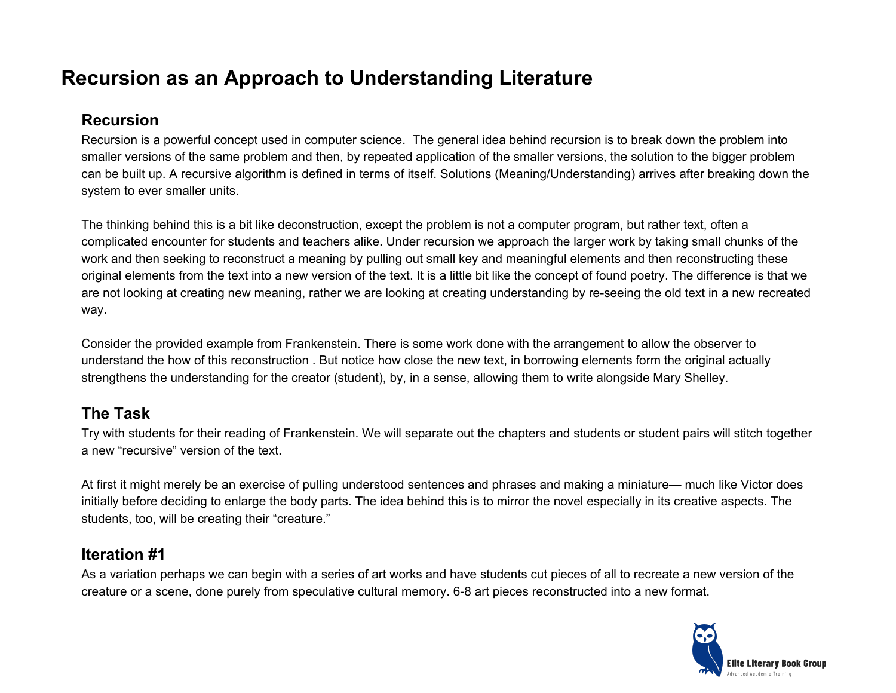# Recursion as an Approach to Understanding Literature

## Recursion

Recursion is a powerful concept used in computer science. The general idea behind recursion is to break down the problem into smaller versions of the same problem and then, by repeated application of the smaller versions, the solution to the bigger problem can be built up. A recursive algorithm is defined in terms of itself. Solutions (Meaning/Understanding) arrives after breaking down the system to ever smaller units.

The thinking behind this is a bit like deconstruction, except the problem is not a computer program, but rather text, often a complicated encounter for students and teachers alike. Under recursion we approach the larger work by taking small chunks of the work and then seeking to reconstruct a meaning by pulling out small key and meaningful elements and then reconstructing these original elements from the text into a new version of the text. It is a little bit like the concept of found poetry. The difference is that we are not looking at creating new meaning, rather we are looking at creating understanding by re-seeing the old text in a new recreated way.

Consider the provided example from Frankenstein. There is some work done with the arrangement to allow the observer to understand the how of this reconstruction . But notice how close the new text, in borrowing elements form the original actually strengthens the understanding for the creator (student), by, in a sense, allowing them to write alongside Mary Shelley.

## The Task

Try with students for their reading of Frankenstein. We will separate out the chapters and students or student pairs will stitch together a new "recursive" version of the text.

At first it might merely be an exercise of pulling understood sentences and phrases and making a miniature— much like Victor does initially before deciding to enlarge the body parts. The idea behind this is to mirror the novel especially in its creative aspects. The students, too, will be creating their "creature."

## Iteration #1

As a variation perhaps we can begin with a series of art works and have students cut pieces of all to recreate a new version of the creature or a scene, done purely from speculative cultural memory. 6-8 art pieces reconstructed into a new format.

Elite Literary Book Group
Advanced Academic Training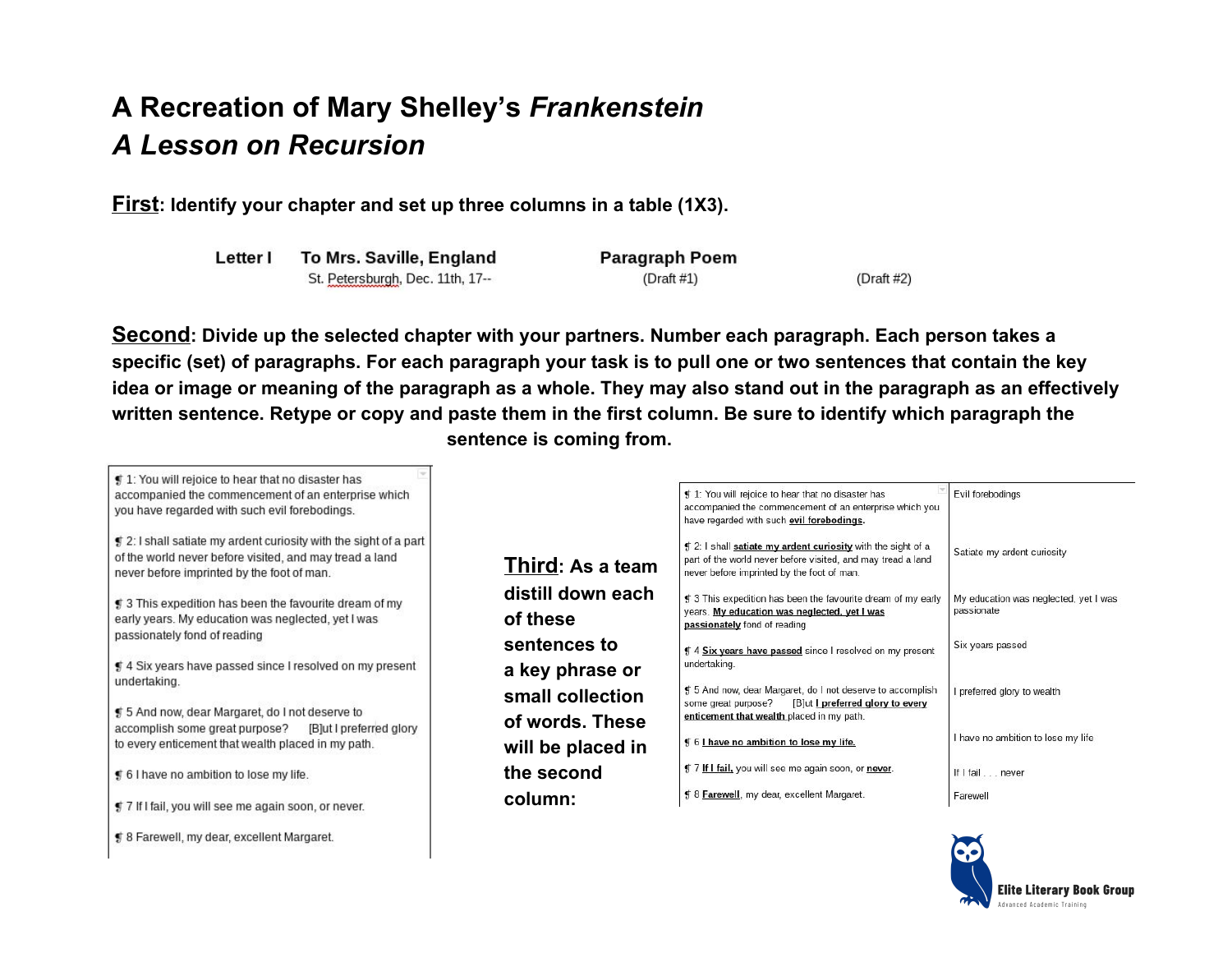# A Recreation of Mary Shelley's *Frankenstein*
## *A Lesson on Recursion*

**<u>First</u>: Identify your chapter and set up three columns in a table (1X3).**

| Letter I | To Mrs. Saville, England<br>St. Petersburgh, Dec. 11th, 17-- | Paragraph Poem<br>(Draft #1) | (Draft #2) |
|---|---|---|---|

**<u>Second</u>: Divide up the selected chapter with your partners. Number each paragraph. Each person takes a specific (set) of paragraphs. For each paragraph your task is to pull one or two sentences that contain the key idea or image or meaning of the paragraph as a whole. They may also stand out in the paragraph as an effectively written sentence. Retype or copy and paste them in the first column. Be sure to identify which paragraph the sentence is coming from.**

| |
|---|
| ¶ 1: You will rejoice to hear that no disaster has accompanied the commencement of an enterprise which you have regarded with such evil forebodings. |
| ¶ 2: I shall satiate my ardent curiosity with the sight of a part of the world never before visited, and may tread a land never before imprinted by the foot of man. |
| ¶ 3 This expedition has been the favourite dream of my early years. My education was neglected, yet I was passionately fond of reading |
| ¶ 4 Six years have passed since I resolved on my present undertaking. |
| ¶ 5 And now, dear Margaret, do I not deserve to accomplish some great purpose? [B]ut I preferred glory to every enticement that wealth placed in my path. |
| ¶ 6 I have no ambition to lose my life. |
| ¶ 7 If I fail, you will see me again soon, or never. |
| ¶ 8 Farewell, my dear, excellent Margaret. |

**<u>Third</u>: As a team distill down each of these sentences to a key phrase or small collection of words. These will be placed in the second column:**

| | |
|---|---|
| ¶ 1: You will rejoice to hear that no disaster has accompanied the commencement of an enterprise which you have regarded with such **<u>evil forebodings</u>.** | Evil forebodings |
| ¶ 2: I shall **<u>satiate my ardent curiosity</u>** with the sight of a part of the world never before visited, and may tread a land never before imprinted by the foot of man. | Satiate my ardent curiosity |
| ¶ 3 This expedition has been the favourite dream of my early years. **<u>My education was neglected, yet I was passionately</u>** fond of reading | My education was neglected, yet I was passionate |
| ¶ 4 **<u>Six years have passed</u>** since I resolved on my present undertaking. | Six years passed |
| ¶ 5 And now, dear Margaret, do I not deserve to accomplish some great purpose? [B]ut **<u>I preferred glory to every enticement that wealth</u>** placed in my path. | I preferred glory to wealth |
| ¶ 6 **<u>I have no ambition to lose my life.</u>** | I have no ambition to lose my life |
| ¶ 7 **<u>If I fail,</u>** you will see me again soon, or **<u>never</u>**. | If I fail . . . never |
| ¶ 8 **<u>Farewell</u>**, my dear, excellent Margaret. | Farewell |

Elite Literary Book Group
Advanced Academic Training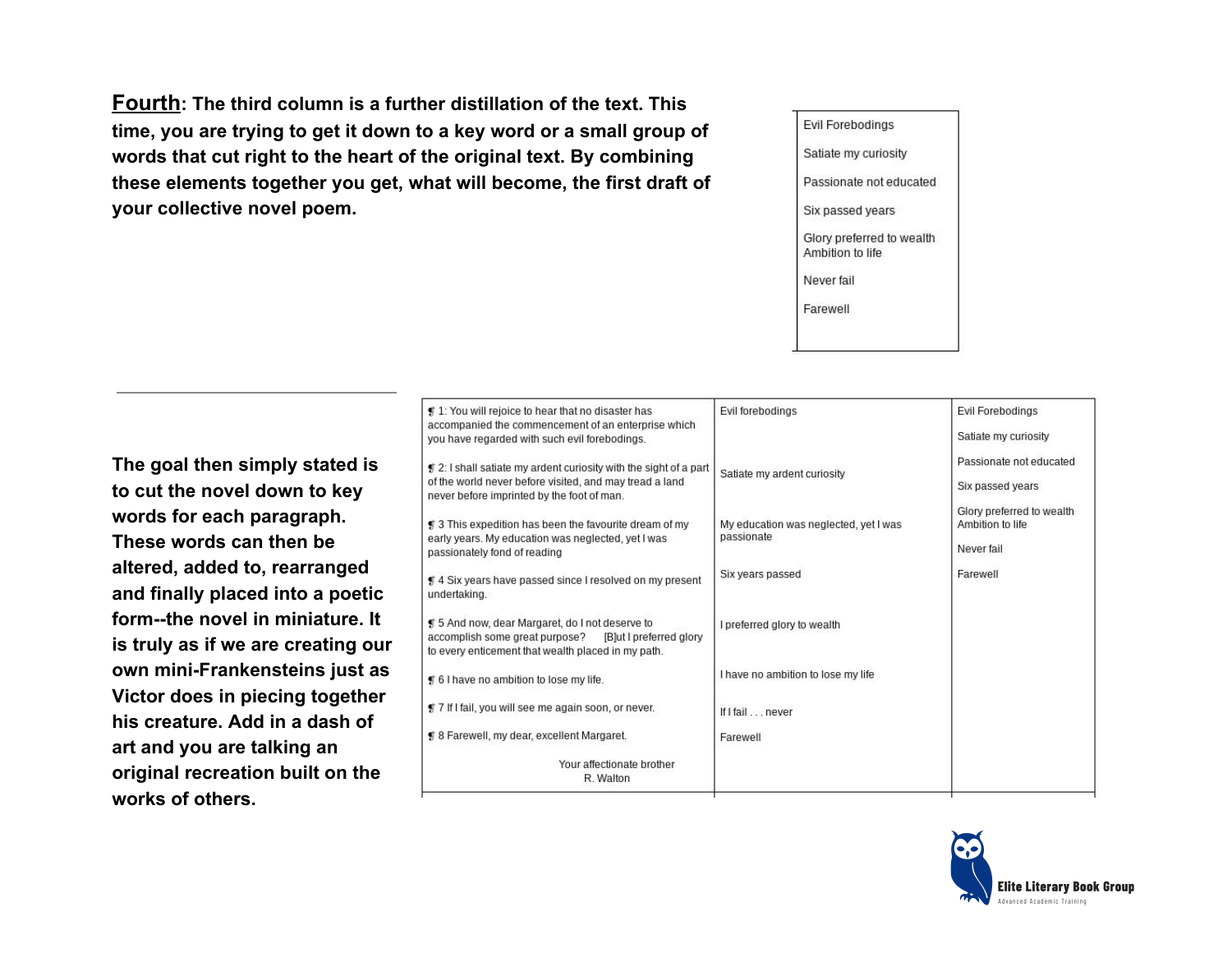**<u>Fourth</u>: The third column is a further distillation of the text. This time, you are trying to get it down to a key word or a small group of words that cut right to the heart of the original text. By combining these elements together you get, what will become, the first draft of your collective novel poem.**

| Evil Forebodings<br>Satiate my curiosity<br>Passionate not educated<br>Six passed years<br>Glory preferred to wealth Ambition to life<br>Never fail<br>Farewell |
|---|

---

**The goal then simply stated is to cut the novel down to key words for each paragraph. These words can then be altered, added to, rearranged and finally placed into a poetic form--the novel in miniature. It is truly as if we are creating our own mini-Frankensteins just as Victor does in piecing together his creature. Add in a dash of art and you are talking an original recreation built on the works of others.**

| | | |
|---|---|---|
| ¶ 1: You will rejoice to hear that no disaster has accompanied the commencement of an enterprise which you have regarded with such evil forebodings. | Evil forebodings | Evil Forebodings |
| ¶ 2: I shall satiate my ardent curiosity with the sight of a part of the world never before visited, and may tread a land never before imprinted by the foot of man. | Satiate my ardent curiosity | Satiate my curiosity |
| ¶ 3 This expedition has been the favourite dream of my early years. My education was neglected, yet I was passionately fond of reading | My education was neglected, yet I was passionate | Passionate not educated |
| ¶ 4 Six years have passed since I resolved on my present undertaking. | Six years passed | Six passed years |
| ¶ 5 And now, dear Margaret, do I not deserve to accomplish some great purpose? [B]ut I preferred glory to every enticement that wealth placed in my path. | I preferred glory to wealth | Glory preferred to wealth Ambition to life |
| ¶ 6 I have no ambition to lose my life. | I have no ambition to lose my life | |
| ¶ 7 If I fail, you will see me again soon, or never. | If I fail . . . never | Never fail |
| ¶ 8 Farewell, my dear, excellent Margaret.<br><br>Your affectionate brother<br>R. Walton | Farewell | Farewell |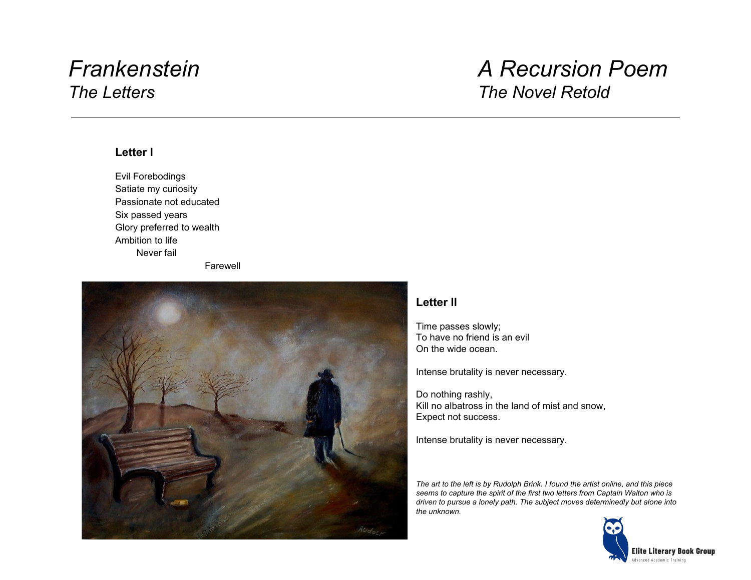# *Frankenstein*
## *The Letters*

# *A Recursion Poem*
## *The Novel Retold*

---

**Letter I**

Evil Forebodings
Satiate my curiosity
Passionate not educated
Six passed years
Glory preferred to wealth
Ambition to life
Never fail
Farewell

**Letter II**

Time passes slowly;
To have no friend is an evil
On the wide ocean.

Intense brutality is never necessary.

Do nothing rashly,
Kill no albatross in the land of mist and snow,
Expect not success.

Intense brutality is never necessary.

*The art to the left is by Rudolph Brink. I found the artist online, and this piece seems to capture the spirit of the first two letters from Captain Walton who is driven to pursue a lonely path. The subject moves determinedly but alone into the unknown.*

Elite Literary Book Group
Advanced Academic Training